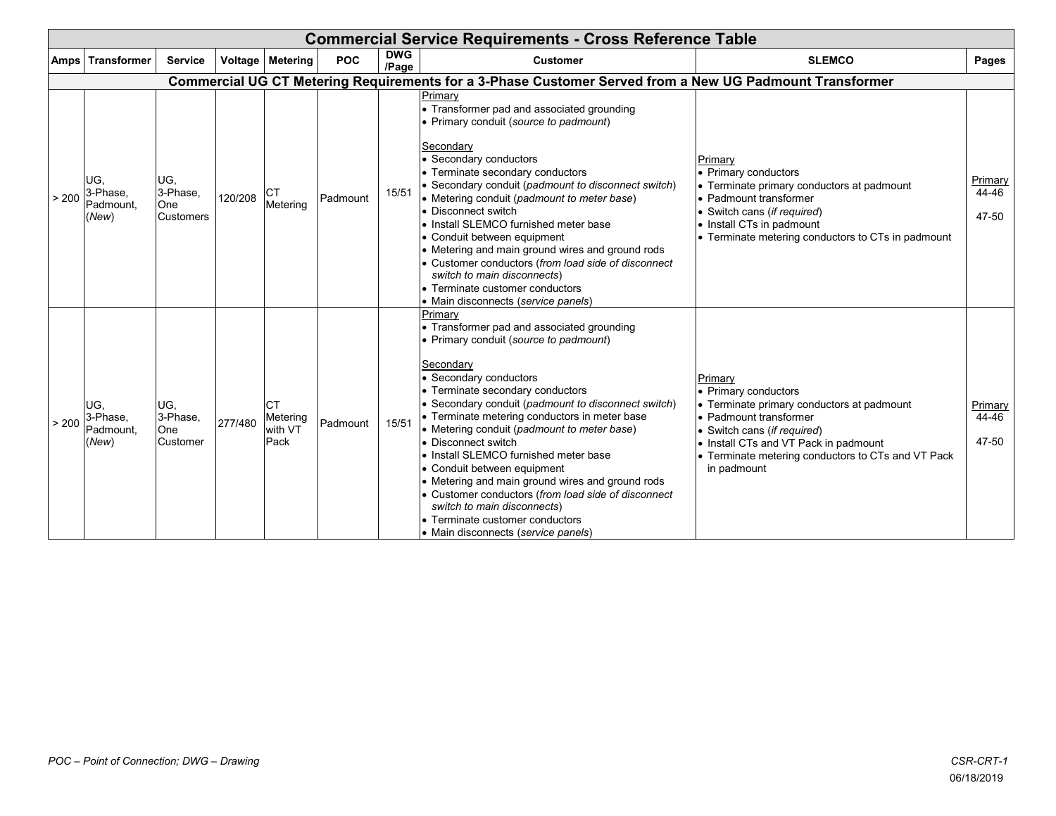# Commercial Service Requirements - Cross Reference Table

| Amps | Transformer | Service | Voltage | Metering | POC | DWG /Page | Customer | SLEMCO | Pages |
|---|---|---|---|---|---|---|---|---|---|
| **Commercial UG CT Metering Requirements for a 3-Phase Customer Served from a New UG Padmount Transformer** | | | | | | | | | |
| > 200 | UG, 3-Phase, Padmount, (*New*) | UG, 3-Phase, One Customers | 120/208 | CT Metering | Padmount | 15/51 | <u>Primary</u><br>• Transformer pad and associated grounding<br>• Primary conduit (*source to padmount*)<br><br><u>Secondary</u><br>• Secondary conductors<br>• Terminate secondary conductors<br>• Secondary conduit (*padmount to disconnect switch*)<br>• Metering conduit (*padmount to meter base*)<br>• Disconnect switch<br>• Install SLEMCO furnished meter base<br>• Conduit between equipment<br>• Metering and main ground wires and ground rods<br>• Customer conductors (*from load side of disconnect switch to main disconnects*)<br>• Terminate customer conductors<br>• Main disconnects (*service panels*) | <u>Primary</u><br>• Primary conductors<br>• Terminate primary conductors at padmount<br>• Padmount transformer<br>• Switch cans (*if required*)<br>• Install CTs in padmount<br>• Terminate metering conductors to CTs in padmount | <u>Primary</u><br>44-46<br><br>47-50 |
| > 200 | UG, 3-Phase, Padmount, (*New*) | UG, 3-Phase, One Customer | 277/480 | CT Metering with VT Pack | Padmount | 15/51 | <u>Primary</u><br>• Transformer pad and associated grounding<br>• Primary conduit (*source to padmount*)<br><br><u>Secondary</u><br>• Secondary conductors<br>• Terminate secondary conductors<br>• Secondary conduit (*padmount to disconnect switch*)<br>• Terminate metering conductors in meter base<br>• Metering conduit (*padmount to meter base*)<br>• Disconnect switch<br>• Install SLEMCO furnished meter base<br>• Conduit between equipment<br>• Metering and main ground wires and ground rods<br>• Customer conductors (*from load side of disconnect switch to main disconnects*)<br>• Terminate customer conductors<br>• Main disconnects (*service panels*) | <u>Primary</u><br>• Primary conductors<br>• Terminate primary conductors at padmount<br>• Padmount transformer<br>• Switch cans (*if required*)<br>• Install CTs and VT Pack in padmount<br>• Terminate metering conductors to CTs and VT Pack in padmount | <u>Primary</u><br>44-46<br><br>47-50 |

*POC – Point of Connection; DWG – Drawing*

*CSR-CRT-1*

06/18/2019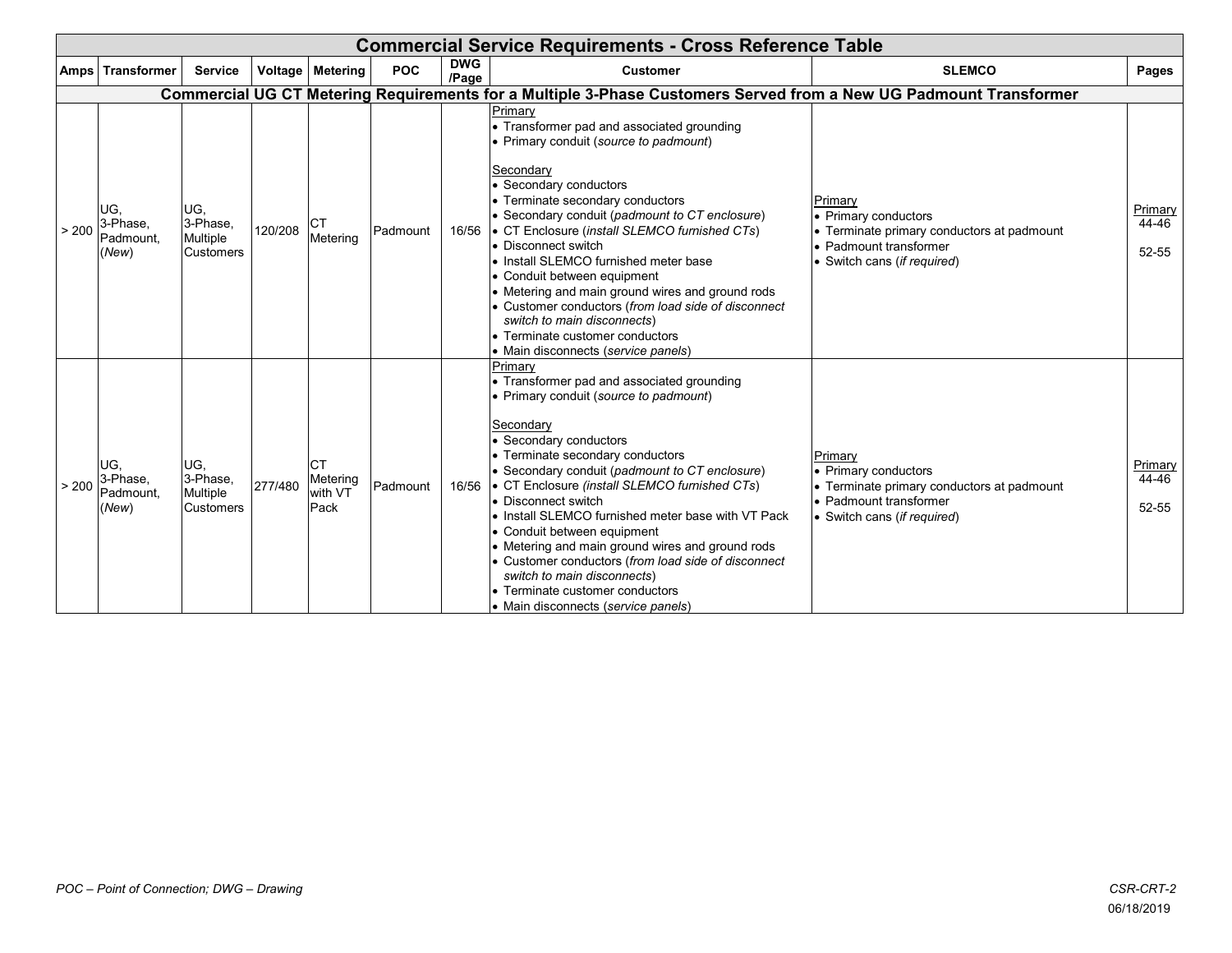# Commercial Service Requirements - Cross Reference Table

| Amps | Transformer | Service | Voltage | Metering | POC | DWG /Page | Customer | SLEMCO | Pages |
|---|---|---|---|---|---|---|---|---|---|
| **Commercial UG CT Metering Requirements for a Multiple 3-Phase Customers Served from a New UG Padmount Transformer** | | | | | | | | | |
| > 200 | UG, 3-Phase, Padmount, (*New*) | UG, 3-Phase, Multiple Customers | 120/208 | CT Metering | Padmount | 16/56 | Primary<br>• Transformer pad and associated grounding<br>• Primary conduit (*source to padmount*)<br><br>Secondary<br>• Secondary conductors<br>• Terminate secondary conductors<br>• Secondary conduit (*padmount to CT enclosure*)<br>• CT Enclosure (*install SLEMCO furnished CTs*)<br>• Disconnect switch<br>• Install SLEMCO furnished meter base<br>• Conduit between equipment<br>• Metering and main ground wires and ground rods<br>• Customer conductors (*from load side of disconnect switch to main disconnects*)<br>• Terminate customer conductors<br>• Main disconnects (*service panels*) | Primary<br>• Primary conductors<br>• Terminate primary conductors at padmount<br>• Padmount transformer<br>• Switch cans (*if required*) | Primary<br>44-46<br><br>52-55 |
| > 200 | UG, 3-Phase, Padmount, (*New*) | UG, 3-Phase, Multiple Customers | 277/480 | CT Metering with VT Pack | Padmount | 16/56 | Primary<br>• Transformer pad and associated grounding<br>• Primary conduit (*source to padmount*)<br><br>Secondary<br>• Secondary conductors<br>• Terminate secondary conductors<br>• Secondary conduit (*padmount to CT enclosure*)<br>• CT Enclosure *(install SLEMCO furnished CTs*)<br>• Disconnect switch<br>• Install SLEMCO furnished meter base with VT Pack<br>• Conduit between equipment<br>• Metering and main ground wires and ground rods<br>• Customer conductors (*from load side of disconnect switch to main disconnects*)<br>• Terminate customer conductors<br>• Main disconnects (*service panels*) | Primary<br>• Primary conductors<br>• Terminate primary conductors at padmount<br>• Padmount transformer<br>• Switch cans (*if required*) | Primary<br>44-46<br><br>52-55 |

*POC – Point of Connection; DWG – Drawing*

*CSR-CRT-2*
06/18/2019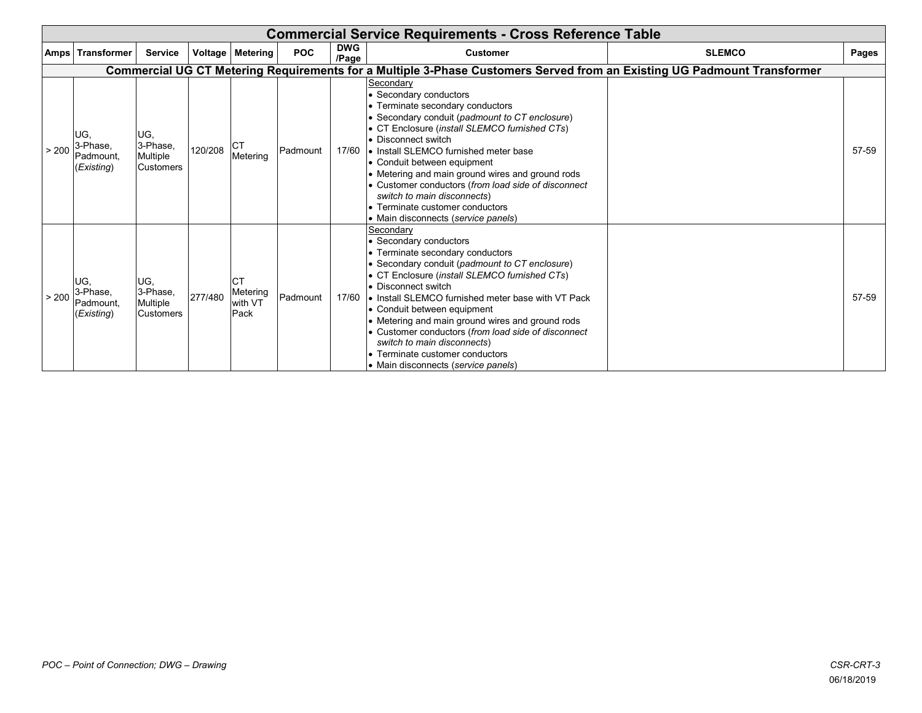| Commercial Service Requirements - Cross Reference Table | | | | | | | | | |
|---|---|---|---|---|---|---|---|---|---|
| **Amps** | **Transformer** | **Service** | **Voltage** | **Metering** | **POC** | **DWG /Page** | **Customer** | **SLEMCO** | **Pages** |
| **Commercial UG CT Metering Requirements for a Multiple 3-Phase Customers Served from an Existing UG Padmount Transformer** | | | | | | | | | |
| > 200 | UG, 3-Phase, Padmount, (*Existing*) | UG, 3-Phase, Multiple Customers | 120/208 | CT Metering | Padmount | 17/60 | Secondary<br>• Secondary conductors<br>• Terminate secondary conductors<br>• Secondary conduit (*padmount to CT enclosure*)<br>• CT Enclosure (*install SLEMCO furnished CTs*)<br>• Disconnect switch<br>• Install SLEMCO furnished meter base<br>• Conduit between equipment<br>• Metering and main ground wires and ground rods<br>• Customer conductors (*from load side of disconnect switch to main disconnects*)<br>• Terminate customer conductors<br>• Main disconnects (*service panels*) | | 57-59 |
| > 200 | UG, 3-Phase, Padmount, (*Existing*) | UG, 3-Phase, Multiple Customers | 277/480 | CT Metering with VT Pack | Padmount | 17/60 | Secondary<br>• Secondary conductors<br>• Terminate secondary conductors<br>• Secondary conduit (*padmount to CT enclosure*)<br>• CT Enclosure (*install SLEMCO furnished CTs*)<br>• Disconnect switch<br>• Install SLEMCO furnished meter base with VT Pack<br>• Conduit between equipment<br>• Metering and main ground wires and ground rods<br>• Customer conductors (*from load side of disconnect switch to main disconnects*)<br>• Terminate customer conductors<br>• Main disconnects (*service panels*) | | 57-59 |

*POC – Point of Connection; DWG – Drawing*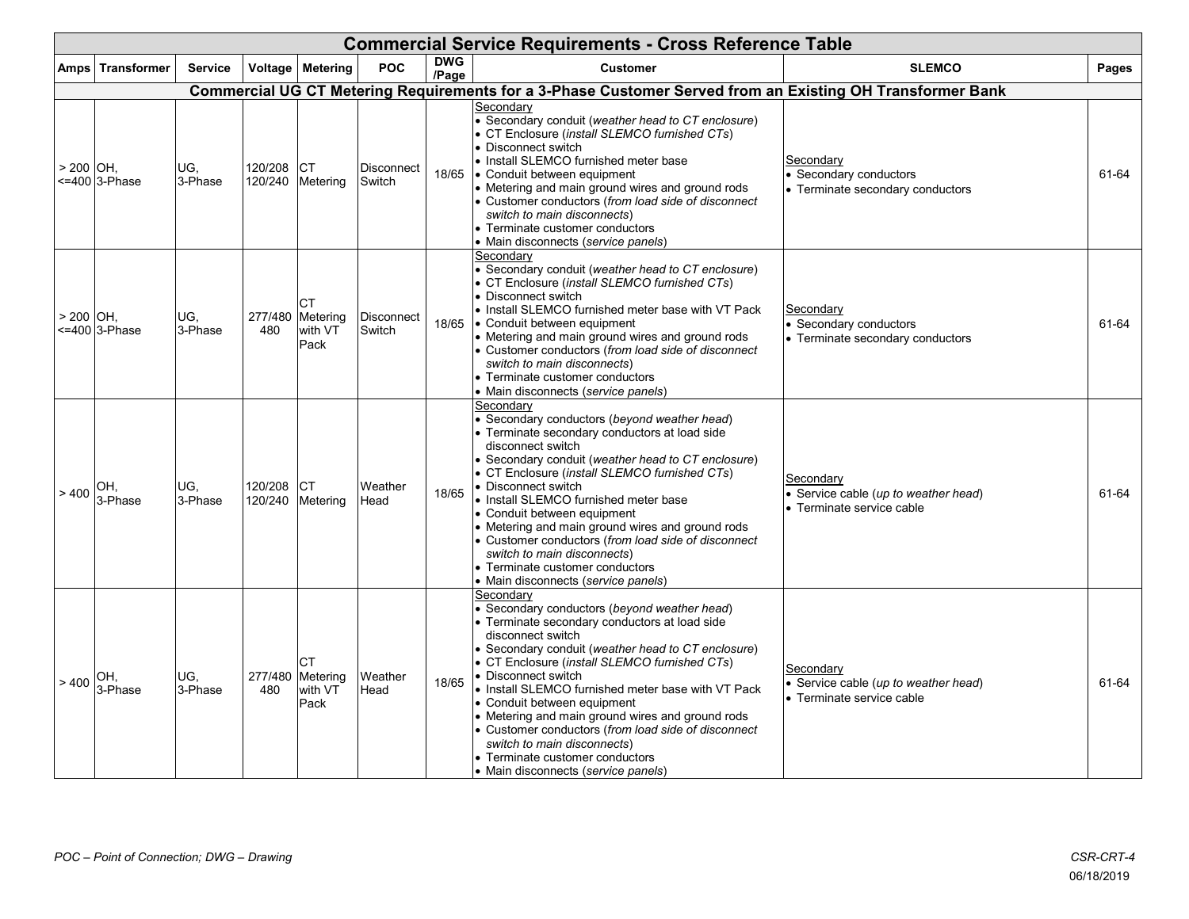## Commercial Service Requirements - Cross Reference Table

| Amps | Transformer | Service | Voltage | Metering | POC | DWG /Page | Customer | SLEMCO | Pages |
|---|---|---|---|---|---|---|---|---|---|
| **Commercial UG CT Metering Requirements for a 3-Phase Customer Served from an Existing OH Transformer Bank** | | | | | | | | | |
| > 200 <=400 | OH, 3-Phase | UG, 3-Phase | 120/208 120/240 | CT Metering | Disconnect Switch | 18/65 | Secondary<br>• Secondary conduit (*weather head to CT enclosure*)<br>• CT Enclosure (*install SLEMCO furnished CTs*)<br>• Disconnect switch<br>• Install SLEMCO furnished meter base<br>• Conduit between equipment<br>• Metering and main ground wires and ground rods<br>• Customer conductors (*from load side of disconnect switch to main disconnects*)<br>• Terminate customer conductors<br>• Main disconnects (*service panels*) | Secondary<br>• Secondary conductors<br>• Terminate secondary conductors | 61-64 |
| > 200 <=400 | OH, 3-Phase | UG, 3-Phase | 277/480 480 | CT Metering with VT Pack | Disconnect Switch | 18/65 | Secondary<br>• Secondary conduit (*weather head to CT enclosure*)<br>• CT Enclosure (*install SLEMCO furnished CTs*)<br>• Disconnect switch<br>• Install SLEMCO furnished meter base with VT Pack<br>• Conduit between equipment<br>• Metering and main ground wires and ground rods<br>• Customer conductors (*from load side of disconnect switch to main disconnects*)<br>• Terminate customer conductors<br>• Main disconnects (*service panels*) | Secondary<br>• Secondary conductors<br>• Terminate secondary conductors | 61-64 |
| > 400 | OH, 3-Phase | UG, 3-Phase | 120/208 120/240 | CT Metering | Weather Head | 18/65 | Secondary<br>• Secondary conductors (*beyond weather head*)<br>• Terminate secondary conductors at load side disconnect switch<br>• Secondary conduit (*weather head to CT enclosure*)<br>• CT Enclosure (*install SLEMCO furnished CTs*)<br>• Disconnect switch<br>• Install SLEMCO furnished meter base<br>• Conduit between equipment<br>• Metering and main ground wires and ground rods<br>• Customer conductors (*from load side of disconnect switch to main disconnects*)<br>• Terminate customer conductors<br>• Main disconnects (*service panels*) | Secondary<br>• Service cable (*up to weather head*)<br>• Terminate service cable | 61-64 |
| > 400 | OH, 3-Phase | UG, 3-Phase | 277/480 480 | CT Metering with VT Pack | Weather Head | 18/65 | Secondary<br>• Secondary conductors (*beyond weather head*)<br>• Terminate secondary conductors at load side disconnect switch<br>• Secondary conduit (*weather head to CT enclosure*)<br>• CT Enclosure (*install SLEMCO furnished CTs*)<br>• Disconnect switch<br>• Install SLEMCO furnished meter base with VT Pack<br>• Conduit between equipment<br>• Metering and main ground wires and ground rods<br>• Customer conductors (*from load side of disconnect switch to main disconnects*)<br>• Terminate customer conductors<br>• Main disconnects (*service panels*) | Secondary<br>• Service cable (*up to weather head*)<br>• Terminate service cable | 61-64 |

*POC – Point of Connection; DWG – Drawing*

*CSR-CRT-4*

06/18/2019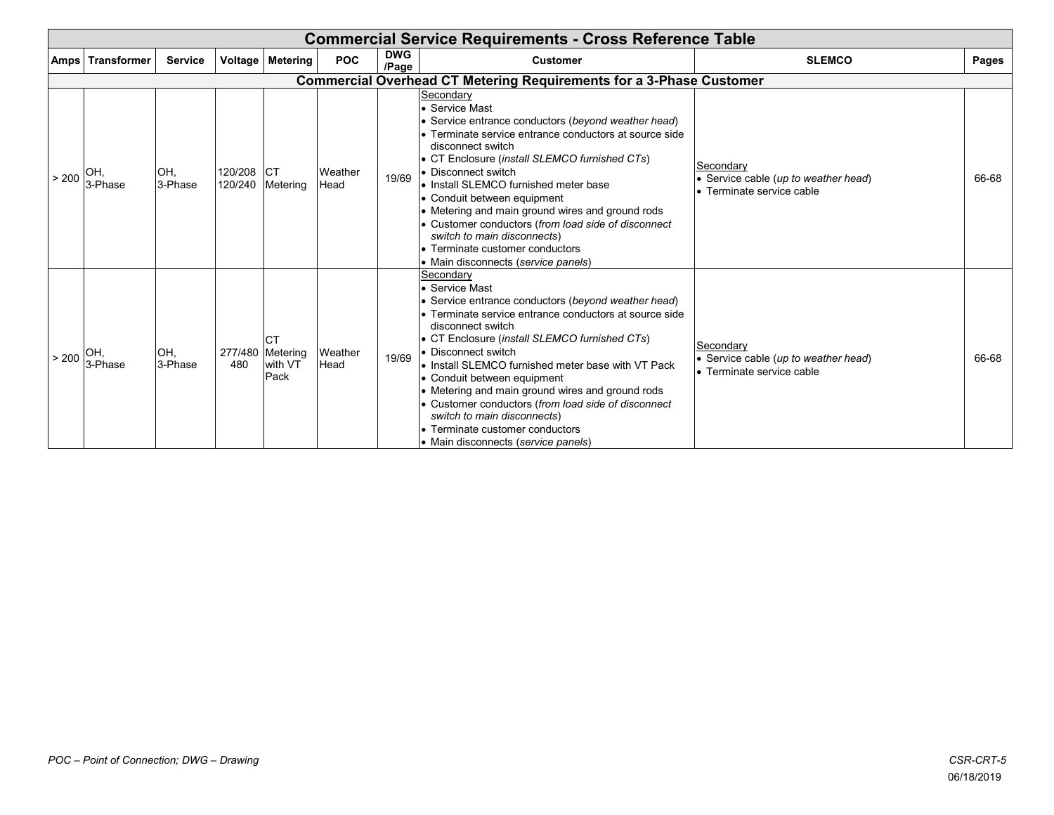# Commercial Service Requirements - Cross Reference Table

| Amps | Transformer | Service | Voltage | Metering | POC | DWG /Page | Customer | SLEMCO | Pages |
|---|---|---|---|---|---|---|---|---|---|
| **Commercial Overhead CT Metering Requirements for a 3-Phase Customer** | | | | | | | | | |
| > 200 | OH, 3-Phase | OH, 3-Phase | 120/208 120/240 | CT Metering | Weather Head | 19/69 | Secondary<br>• Service Mast<br>• Service entrance conductors (*beyond weather head*)<br>• Terminate service entrance conductors at source side disconnect switch<br>• CT Enclosure (*install SLEMCO furnished CTs*)<br>• Disconnect switch<br>• Install SLEMCO furnished meter base<br>• Conduit between equipment<br>• Metering and main ground wires and ground rods<br>• Customer conductors (*from load side of disconnect switch to main disconnects*)<br>• Terminate customer conductors<br>• Main disconnects (*service panels*) | Secondary<br>• Service cable (*up to weather head*)<br>• Terminate service cable | 66-68 |
| > 200 | OH, 3-Phase | OH, 3-Phase | 277/480 480 | CT Metering with VT Pack | Weather Head | 19/69 | Secondary<br>• Service Mast<br>• Service entrance conductors (*beyond weather head*)<br>• Terminate service entrance conductors at source side disconnect switch<br>• CT Enclosure (*install SLEMCO furnished CTs*)<br>• Disconnect switch<br>• Install SLEMCO furnished meter base with VT Pack<br>• Conduit between equipment<br>• Metering and main ground wires and ground rods<br>• Customer conductors (*from load side of disconnect switch to main disconnects*)<br>• Terminate customer conductors<br>• Main disconnects (*service panels*) | Secondary<br>• Service cable (*up to weather head*)<br>• Terminate service cable | 66-68 |

*POC – Point of Connection; DWG – Drawing*

CSR-CRT-5
06/18/2019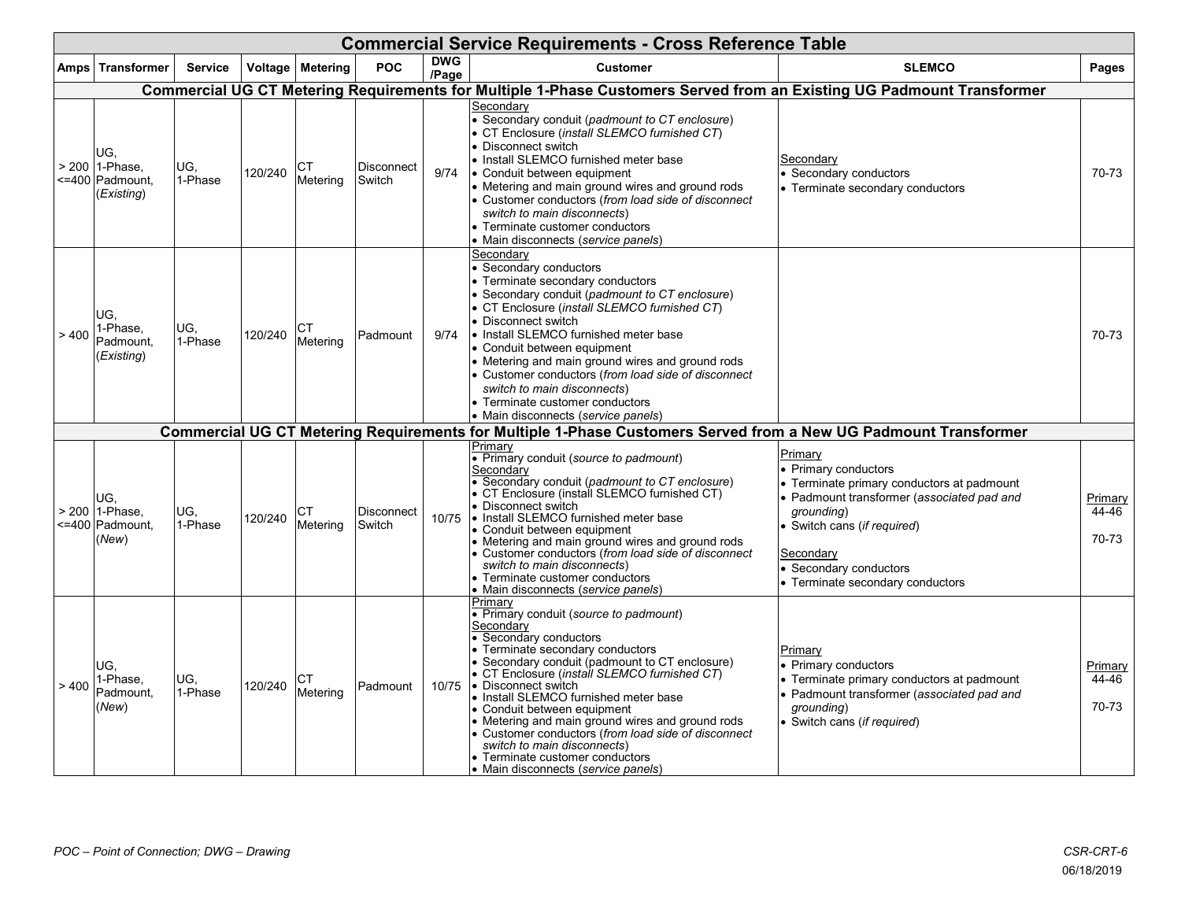# Commercial Service Requirements - Cross Reference Table

| Amps | Transformer | Service | Voltage | Metering | POC | DWG /Page | Customer | SLEMCO | Pages |
|---|---|---|---|---|---|---|---|---|---|
| **Commercial UG CT Metering Requirements for Multiple 1-Phase Customers Served from an Existing UG Padmount Transformer** | | | | | | | | | |
| > 200 <=400 | UG, 1-Phase, Padmount, (*Existing*) | UG, 1-Phase | 120/240 | CT Metering | Disconnect Switch | 9/74 | Secondary<br>• Secondary conduit (*padmount to CT enclosure*)<br>• CT Enclosure (*install SLEMCO furnished CT*)<br>• Disconnect switch<br>• Install SLEMCO furnished meter base<br>• Conduit between equipment<br>• Metering and main ground wires and ground rods<br>• Customer conductors (*from load side of disconnect switch to main disconnects*)<br>• Terminate customer conductors<br>• Main disconnects (*service panels*) | Secondary<br>• Secondary conductors<br>• Terminate secondary conductors | 70-73 |
| > 400 | UG, 1-Phase, Padmount, (*Existing*) | UG, 1-Phase | 120/240 | CT Metering | Padmount | 9/74 | Secondary<br>• Secondary conductors<br>• Terminate secondary conductors<br>• Secondary conduit (*padmount to CT enclosure*)<br>• CT Enclosure (*install SLEMCO furnished CT*)<br>• Disconnect switch<br>• Install SLEMCO furnished meter base<br>• Conduit between equipment<br>• Metering and main ground wires and ground rods<br>• Customer conductors (*from load side of disconnect switch to main disconnects*)<br>• Terminate customer conductors<br>• Main disconnects (*service panels*) | | 70-73 |
| **Commercial UG CT Metering Requirements for Multiple 1-Phase Customers Served from a New UG Padmount Transformer** | | | | | | | | | |
| > 200 <=400 | UG, 1-Phase, Padmount, (*New*) | UG, 1-Phase | 120/240 | CT Metering | Disconnect Switch | 10/75 | Primary<br>• Primary conduit (*source to padmount*)<br>Secondary<br>• Secondary conduit (*padmount to CT enclosure*)<br>• CT Enclosure (install SLEMCO furnished CT)<br>• Disconnect switch<br>• Install SLEMCO furnished meter base<br>• Conduit between equipment<br>• Metering and main ground wires and ground rods<br>• Customer conductors (*from load side of disconnect switch to main disconnects*)<br>• Terminate customer conductors<br>• Main disconnects (*service panels*) | Primary<br>• Primary conductors<br>• Terminate primary conductors at padmount<br>• Padmount transformer (*associated pad and grounding*)<br>• Switch cans (*if required*)<br><br>Secondary<br>• Secondary conductors<br>• Terminate secondary conductors | Primary<br>44-46<br><br>70-73 |
| > 400 | UG, 1-Phase, Padmount, (*New*) | UG, 1-Phase | 120/240 | CT Metering | Padmount | 10/75 | Primary<br>• Primary conduit (*source to padmount*)<br>Secondary<br>• Secondary conductors<br>• Terminate secondary conductors<br>• Secondary conduit (padmount to CT enclosure)<br>• CT Enclosure (*install SLEMCO furnished CT*)<br>• Disconnect switch<br>• Install SLEMCO furnished meter base<br>• Conduit between equipment<br>• Metering and main ground wires and ground rods<br>• Customer conductors (*from load side of disconnect switch to main disconnects*)<br>• Terminate customer conductors<br>• Main disconnects (*service panels*) | Primary<br>• Primary conductors<br>• Terminate primary conductors at padmount<br>• Padmount transformer (*associated pad and grounding*)<br>• Switch cans (*if required*) | Primary<br>44-46<br><br>70-73 |

*POC – Point of Connection; DWG – Drawing*

CSR-CRT-6
06/18/2019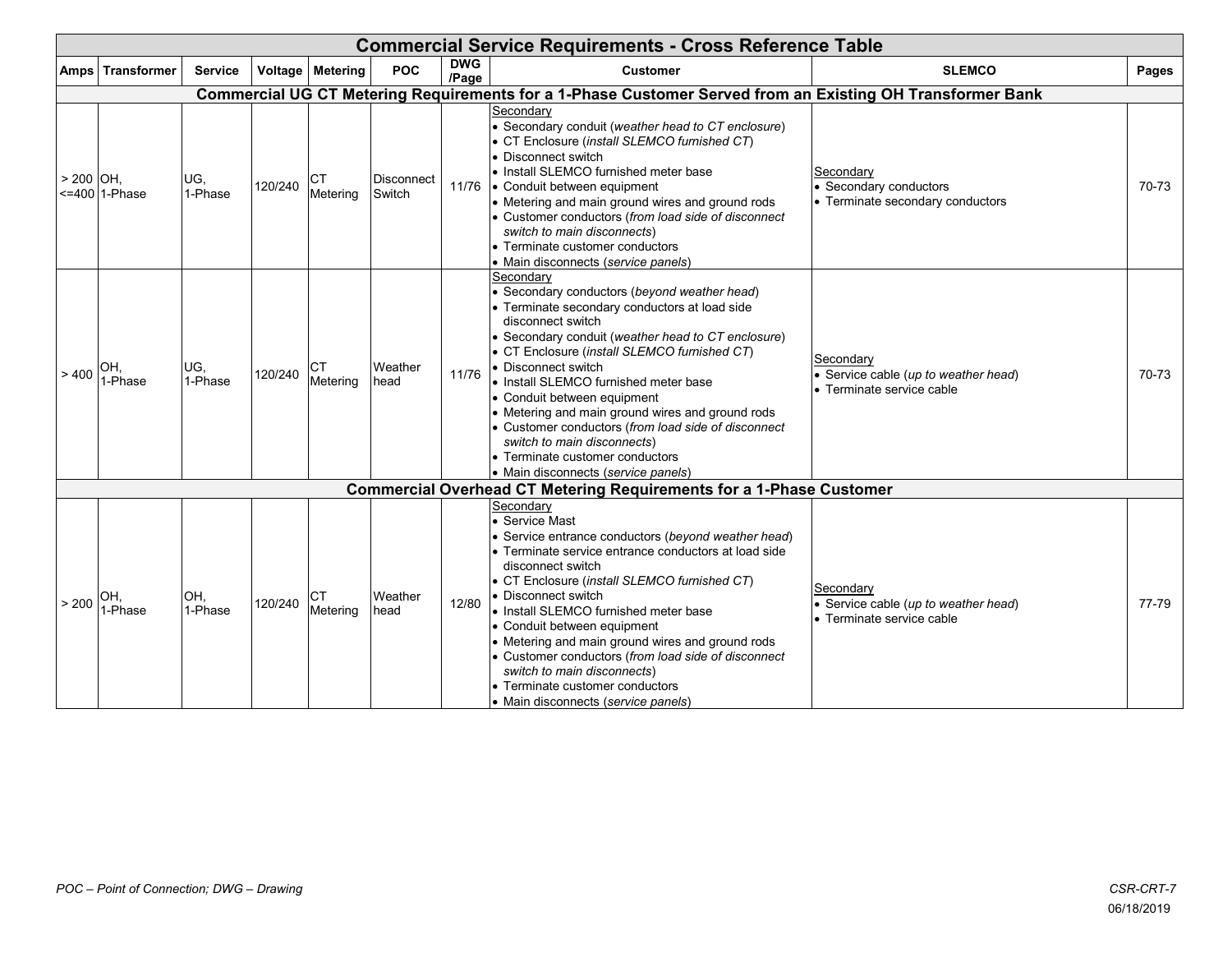| Commercial Service Requirements - Cross Reference Table | | | | | | | | | |
|---|---|---|---|---|---|---|---|---|---|
| **Amps** | **Transformer** | **Service** | **Voltage** | **Metering** | **POC** | **DWG /Page** | **Customer** | **SLEMCO** | **Pages** |
| **Commercial UG CT Metering Requirements for a 1-Phase Customer Served from an Existing OH Transformer Bank** | | | | | | | | | |
| > 200 <=400 | OH, 1-Phase | UG, 1-Phase | 120/240 | CT Metering | Disconnect Switch | 11/76 | Secondary<br>• Secondary conduit (*weather head to CT enclosure*)<br>• CT Enclosure (*install SLEMCO furnished CT*)<br>• Disconnect switch<br>• Install SLEMCO furnished meter base<br>• Conduit between equipment<br>• Metering and main ground wires and ground rods<br>• Customer conductors (*from load side of disconnect switch to main disconnects*)<br>• Terminate customer conductors<br>• Main disconnects (*service panels*) | Secondary<br>• Secondary conductors<br>• Terminate secondary conductors | 70-73 |
| > 400 | OH, 1-Phase | UG, 1-Phase | 120/240 | CT Metering | Weather head | 11/76 | Secondary<br>• Secondary conductors (*beyond weather head*)<br>• Terminate secondary conductors at load side disconnect switch<br>• Secondary conduit (*weather head to CT enclosure*)<br>• CT Enclosure (*install SLEMCO furnished CT*)<br>• Disconnect switch<br>• Install SLEMCO furnished meter base<br>• Conduit between equipment<br>• Metering and main ground wires and ground rods<br>• Customer conductors (*from load side of disconnect switch to main disconnects*)<br>• Terminate customer conductors<br>• Main disconnects (*service panels*) | Secondary<br>• Service cable (*up to weather head*)<br>• Terminate service cable | 70-73 |
| **Commercial Overhead CT Metering Requirements for a 1-Phase Customer** | | | | | | | | | |
| > 200 | OH, 1-Phase | OH, 1-Phase | 120/240 | CT Metering | Weather head | 12/80 | Secondary<br>• Service Mast<br>• Service entrance conductors (*beyond weather head*)<br>• Terminate service entrance conductors at load side disconnect switch<br>• CT Enclosure (*install SLEMCO furnished CT*)<br>• Disconnect switch<br>• Install SLEMCO furnished meter base<br>• Conduit between equipment<br>• Metering and main ground wires and ground rods<br>• Customer conductors (*from load side of disconnect switch to main disconnects*)<br>• Terminate customer conductors<br>• Main disconnects (*service panels*) | Secondary<br>• Service cable (*up to weather head*)<br>• Terminate service cable | 77-79 |

*POC – Point of Connection; DWG – Drawing*

*CSR-CRT-7*

06/18/2019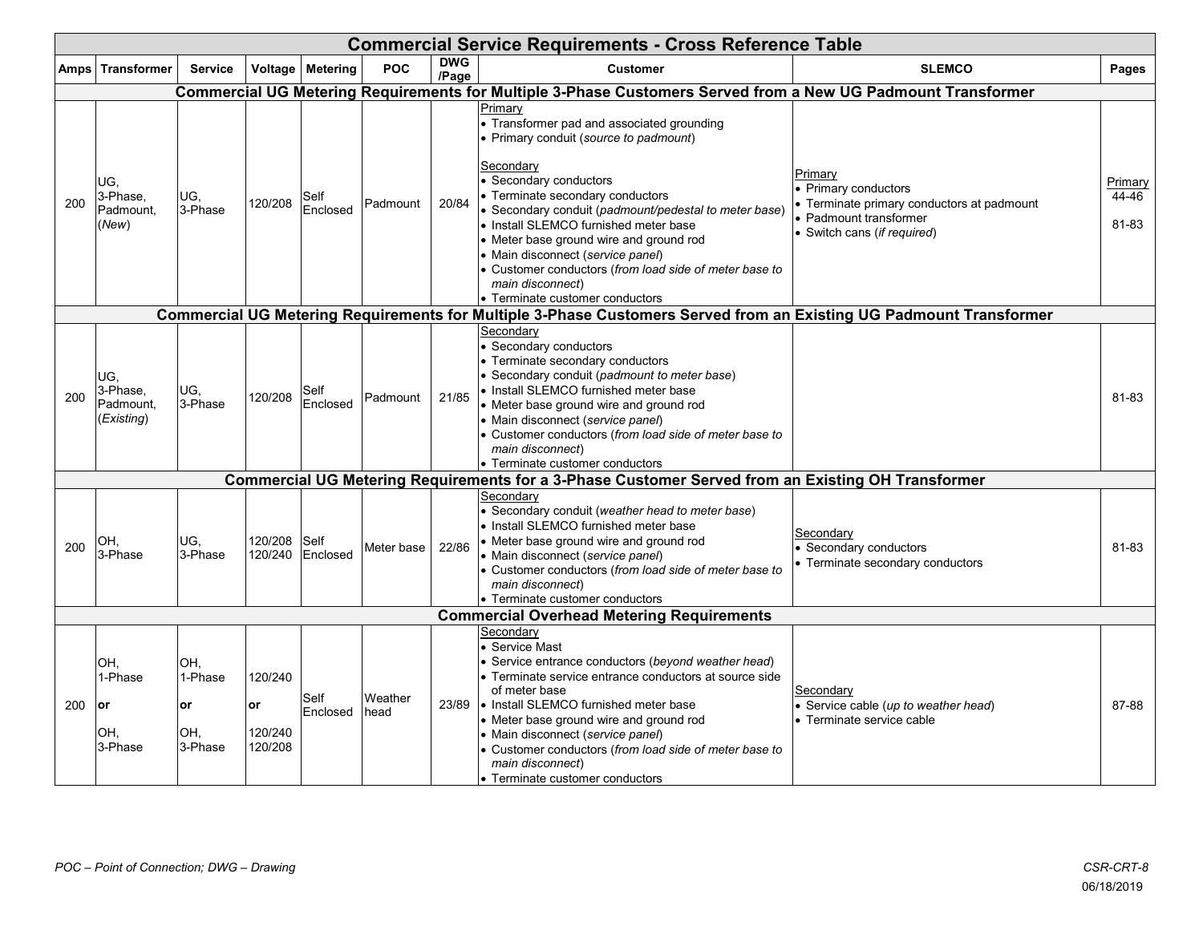| Commercial Service Requirements - Cross Reference Table | | | | | | | | | |
|---|---|---|---|---|---|---|---|---|---|
| **Amps** | **Transformer** | **Service** | **Voltage** | **Metering** | **POC** | **DWG /Page** | **Customer** | **SLEMCO** | **Pages** |
| **Commercial UG Metering Requirements for Multiple 3-Phase Customers Served from a New UG Padmount Transformer** | | | | | | | | | |
| 200 | UG, 3-Phase, Padmount, (*New*) | UG, 3-Phase | 120/208 | Self Enclosed | Padmount | 20/84 | Primary<br>• Transformer pad and associated grounding<br>• Primary conduit (*source to padmount*)<br><br>Secondary<br>• Secondary conductors<br>• Terminate secondary conductors<br>• Secondary conduit (*padmount/pedestal to meter base*)<br>• Install SLEMCO furnished meter base<br>• Meter base ground wire and ground rod<br>• Main disconnect (*service panel*)<br>• Customer conductors (*from load side of meter base to main disconnect*)<br>• Terminate customer conductors | Primary<br>• Primary conductors<br>• Terminate primary conductors at padmount<br>• Padmount transformer<br>• Switch cans (*if required*) | Primary<br>44-46<br><br>81-83 |
| **Commercial UG Metering Requirements for Multiple 3-Phase Customers Served from an Existing UG Padmount Transformer** | | | | | | | | | |
| 200 | UG, 3-Phase, Padmount, (*Existing*) | UG, 3-Phase | 120/208 | Self Enclosed | Padmount | 21/85 | Secondary<br>• Secondary conductors<br>• Terminate secondary conductors<br>• Secondary conduit (*padmount to meter base*)<br>• Install SLEMCO furnished meter base<br>• Meter base ground wire and ground rod<br>• Main disconnect (*service panel*)<br>• Customer conductors (*from load side of meter base to main disconnect*)<br>• Terminate customer conductors | | 81-83 |
| **Commercial UG Metering Requirements for a 3-Phase Customer Served from an Existing OH Transformer** | | | | | | | | | |
| 200 | OH, 3-Phase | UG, 3-Phase | 120/208<br>120/240 | Self Enclosed | Meter base | 22/86 | Secondary<br>• Secondary conduit (*weather head to meter base*)<br>• Install SLEMCO furnished meter base<br>• Meter base ground wire and ground rod<br>• Main disconnect (*service panel*)<br>• Customer conductors (*from load side of meter base to main disconnect*)<br>• Terminate customer conductors | Secondary<br>• Secondary conductors<br>• Terminate secondary conductors | 81-83 |
| **Commercial Overhead Metering Requirements** | | | | | | | | | |
| 200 | OH, 1-Phase<br>**or**<br>OH, 3-Phase | OH, 1-Phase<br>**or**<br>OH, 3-Phase | 120/240<br>**or**<br>120/240<br>120/208 | Self Enclosed | Weather head | 23/89 | Secondary<br>• Service Mast<br>• Service entrance conductors (*beyond weather head*)<br>• Terminate service entrance conductors at source side of meter base<br>• Install SLEMCO furnished meter base<br>• Meter base ground wire and ground rod<br>• Main disconnect (*service panel*)<br>• Customer conductors (*from load side of meter base to main disconnect*)<br>• Terminate customer conductors | Secondary<br>• Service cable (*up to weather head*)<br>• Terminate service cable | 87-88 |

*POC – Point of Connection; DWG – Drawing*

*CSR-CRT-8*
06/18/2019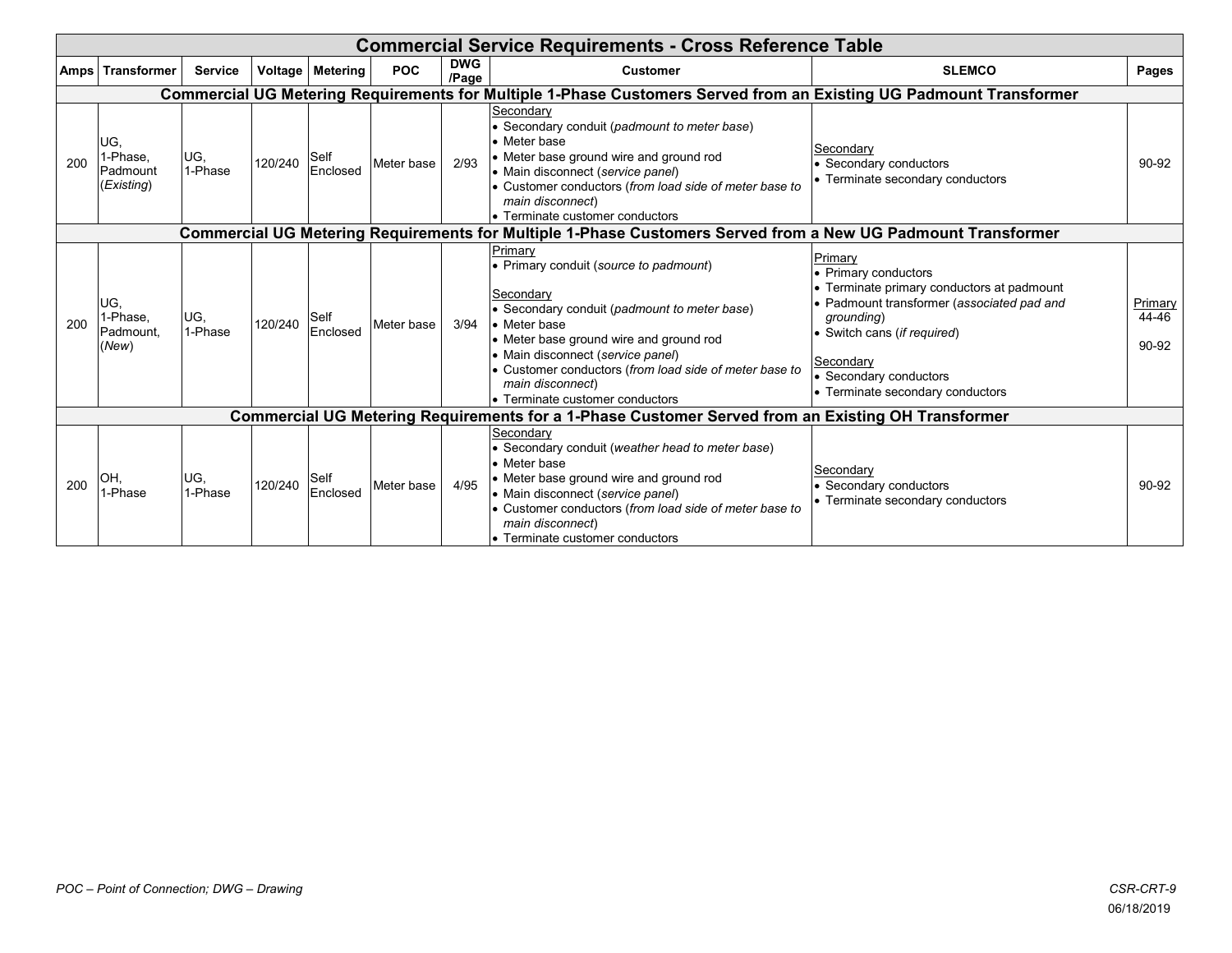# Commercial Service Requirements - Cross Reference Table

| Amps | Transformer | Service | Voltage | Metering | POC | DWG /Page | Customer | SLEMCO | Pages |
|---|---|---|---|---|---|---|---|---|---|
| **Commercial UG Metering Requirements for Multiple 1-Phase Customers Served from an Existing UG Padmount Transformer** | | | | | | | | | |
| 200 | UG, 1-Phase, Padmount (*Existing*) | UG, 1-Phase | 120/240 | Self Enclosed | Meter base | 2/93 | Secondary<br>• Secondary conduit (*padmount to meter base*)<br>• Meter base<br>• Meter base ground wire and ground rod<br>• Main disconnect (*service panel*)<br>• Customer conductors (*from load side of meter base to main disconnect*)<br>• Terminate customer conductors | Secondary<br>• Secondary conductors<br>• Terminate secondary conductors | 90-92 |
| **Commercial UG Metering Requirements for Multiple 1-Phase Customers Served from a New UG Padmount Transformer** | | | | | | | | | |
| 200 | UG, 1-Phase, Padmount, (*New*) | UG, 1-Phase | 120/240 | Self Enclosed | Meter base | 3/94 | Primary<br>• Primary conduit (*source to padmount*)<br><br>Secondary<br>• Secondary conduit (*padmount to meter base*)<br>• Meter base<br>• Meter base ground wire and ground rod<br>• Main disconnect (*service panel*)<br>• Customer conductors (*from load side of meter base to main disconnect*)<br>• Terminate customer conductors | Primary<br>• Primary conductors<br>• Terminate primary conductors at padmount<br>• Padmount transformer (*associated pad and grounding*)<br>• Switch cans (*if required*)<br><br>Secondary<br>• Secondary conductors<br>• Terminate secondary conductors | Primary 44-46<br><br>90-92 |
| **Commercial UG Metering Requirements for a 1-Phase Customer Served from an Existing OH Transformer** | | | | | | | | | |
| 200 | OH, 1-Phase | UG, 1-Phase | 120/240 | Self Enclosed | Meter base | 4/95 | Secondary<br>• Secondary conduit (*weather head to meter base*)<br>• Meter base<br>• Meter base ground wire and ground rod<br>• Main disconnect (*service panel*)<br>• Customer conductors (*from load side of meter base to main disconnect*)<br>• Terminate customer conductors | Secondary<br>• Secondary conductors<br>• Terminate secondary conductors | 90-92 |

*POC – Point of Connection; DWG – Drawing*

*CSR-CRT-9*

06/18/2019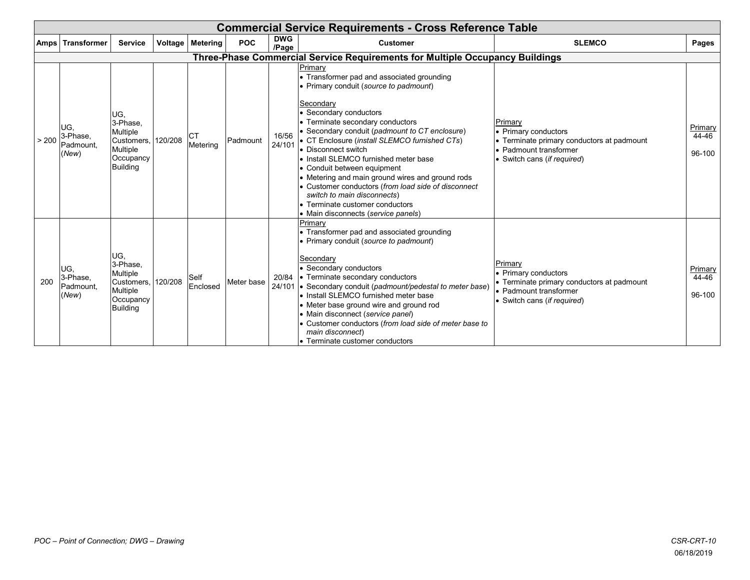# Commercial Service Requirements - Cross Reference Table

| Amps | Transformer | Service | Voltage | Metering | POC | DWG /Page | Customer | SLEMCO | Pages |
|---|---|---|---|---|---|---|---|---|---|
| **Three-Phase Commercial Service Requirements for Multiple Occupancy Buildings** | | | | | | | | | |
| > 200 | UG, 3-Phase, Padmount, (*New*) | UG, 3-Phase, Multiple Customers, Multiple Occupancy Building | 120/208 | CT Metering | Padmount | 16/56 24/101 | Primary<br>• Transformer pad and associated grounding<br>• Primary conduit (*source to padmount*)<br><br>Secondary<br>• Secondary conductors<br>• Terminate secondary conductors<br>• Secondary conduit (*padmount to CT enclosure*)<br>• CT Enclosure (*install SLEMCO furnished CTs*)<br>• Disconnect switch<br>• Install SLEMCO furnished meter base<br>• Conduit between equipment<br>• Metering and main ground wires and ground rods<br>• Customer conductors (*from load side of disconnect switch to main disconnects*)<br>• Terminate customer conductors<br>• Main disconnects (*service panels*) | Primary<br>• Primary conductors<br>• Terminate primary conductors at padmount<br>• Padmount transformer<br>• Switch cans (*if required*) | Primary<br>44-46<br><br>96-100 |
| 200 | UG, 3-Phase, Padmount, (*New*) | UG, 3-Phase, Multiple Customers, Multiple Occupancy Building | 120/208 | Self Enclosed | Meter base | 20/84 24/101 | Primary<br>• Transformer pad and associated grounding<br>• Primary conduit (*source to padmount*)<br><br>Secondary<br>• Secondary conductors<br>• Terminate secondary conductors<br>• Secondary conduit (*padmount/pedestal to meter base*)<br>• Install SLEMCO furnished meter base<br>• Meter base ground wire and ground rod<br>• Main disconnect (*service panel*)<br>• Customer conductors (*from load side of meter base to main disconnect*)<br>• Terminate customer conductors | Primary<br>• Primary conductors<br>• Terminate primary conductors at padmount<br>• Padmount transformer<br>• Switch cans (*if required*) | Primary<br>44-46<br><br>96-100 |

*POC – Point of Connection; DWG – Drawing*

*CSR-CRT-10*

06/18/2019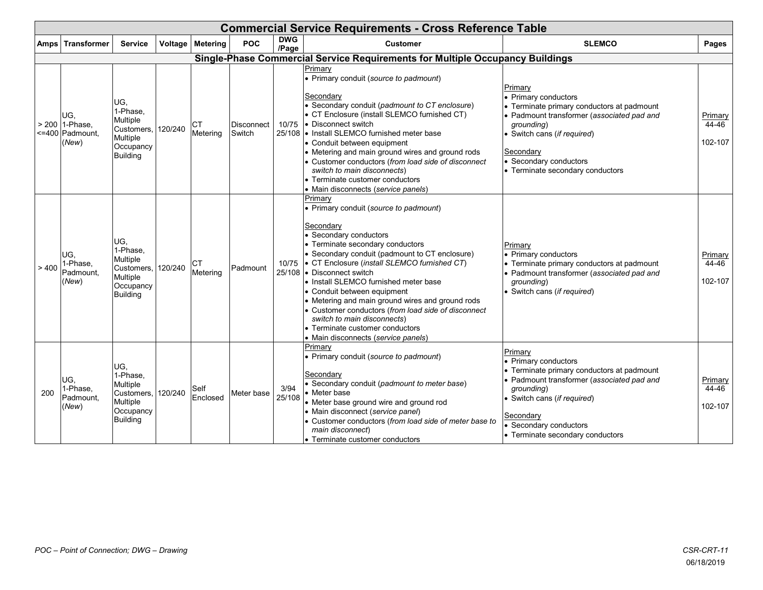# Commercial Service Requirements - Cross Reference Table

| Amps | Transformer | Service | Voltage | Metering | POC | DWG /Page | Customer | SLEMCO | Pages |
|---|---|---|---|---|---|---|---|---|---|
| **Single-Phase Commercial Service Requirements for Multiple Occupancy Buildings** | | | | | | | | | |
| > 200 <=400 | UG, 1-Phase, Padmount, (*New*) | UG, 1-Phase, Multiple Customers, Multiple Occupancy Building | 120/240 | CT Metering | Disconnect Switch | 10/75 25/108 | Primary<br>• Primary conduit (*source to padmount*)<br><br>Secondary<br>• Secondary conduit (*padmount to CT enclosure*)<br>• CT Enclosure (install SLEMCO furnished CT)<br>• Disconnect switch<br>• Install SLEMCO furnished meter base<br>• Conduit between equipment<br>• Metering and main ground wires and ground rods<br>• Customer conductors (*from load side of disconnect switch to main disconnects*)<br>• Terminate customer conductors<br>• Main disconnects (*service panels*) | Primary<br>• Primary conductors<br>• Terminate primary conductors at padmount<br>• Padmount transformer (*associated pad and grounding*)<br>• Switch cans (*if required*)<br><br>Secondary<br>• Secondary conductors<br>• Terminate secondary conductors | Primary<br>44-46<br><br>102-107 |
| > 400 | UG, 1-Phase, Padmount, (*New*) | UG, 1-Phase, Multiple Customers, Multiple Occupancy Building | 120/240 | CT Metering | Padmount | 10/75 25/108 | Primary<br>• Primary conduit (*source to padmount*)<br><br>Secondary<br>• Secondary conductors<br>• Terminate secondary conductors<br>• Secondary conduit (padmount to CT enclosure)<br>• CT Enclosure (*install SLEMCO furnished CT*)<br>• Disconnect switch<br>• Install SLEMCO furnished meter base<br>• Conduit between equipment<br>• Metering and main ground wires and ground rods<br>• Customer conductors (*from load side of disconnect switch to main disconnects*)<br>• Terminate customer conductors<br>• Main disconnects (*service panels*) | Primary<br>• Primary conductors<br>• Terminate primary conductors at padmount<br>• Padmount transformer (*associated pad and grounding*)<br>• Switch cans (*if required*) | Primary<br>44-46<br><br>102-107 |
| 200 | UG, 1-Phase, Padmount, (*New*) | UG, 1-Phase, Multiple Customers, Multiple Occupancy Building | 120/240 | Self Enclosed | Meter base | 3/94 25/108 | Primary<br>• Primary conduit (*source to padmount*)<br><br>Secondary<br>• Secondary conduit (*padmount to meter base*)<br>• Meter base<br>• Meter base ground wire and ground rod<br>• Main disconnect (*service panel*)<br>• Customer conductors (*from load side of meter base to main disconnect*)<br>• Terminate customer conductors | Primary<br>• Primary conductors<br>• Terminate primary conductors at padmount<br>• Padmount transformer (*associated pad and grounding*)<br>• Switch cans (*if required*)<br><br>Secondary<br>• Secondary conductors<br>• Terminate secondary conductors | Primary<br>44-46<br><br>102-107 |

*POC – Point of Connection; DWG – Drawing*

*CSR-CRT-11*
06/18/2019